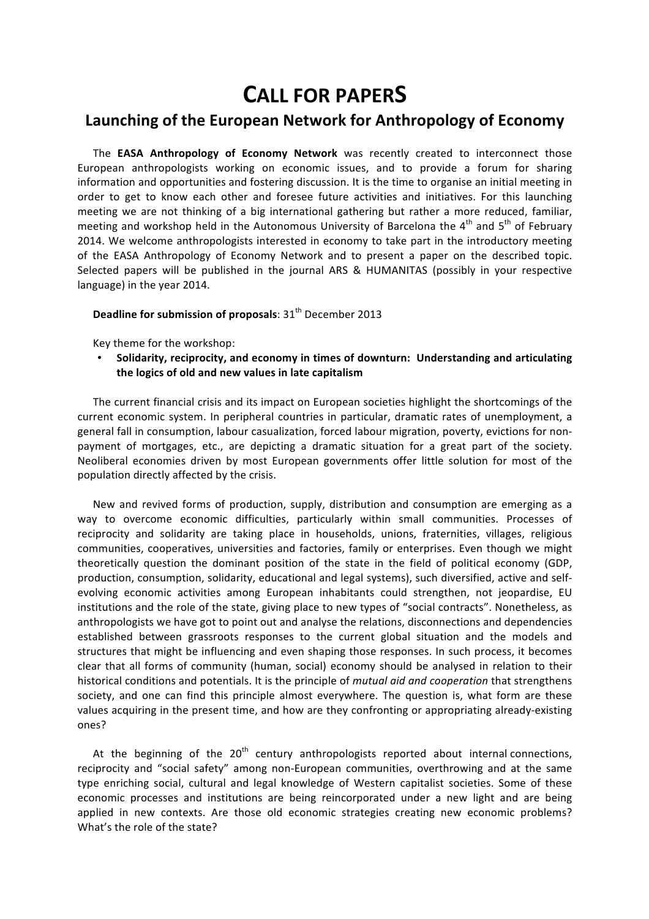# CALL FOR PAPERS

## Launching of the European Network for Anthropology of Economy

The **EASA Anthropology of Economy Network** was recently created to interconnect those European anthropologists working on economic issues, and to provide a forum for sharing information and opportunities and fostering discussion. It is the time to organise an initial meeting in order to get to know each other and foresee future activities and initiatives. For this launching meeting we are not thinking of a big international gathering but rather a more reduced, familiar, meeting and workshop held in the Autonomous University of Barcelona the 4th and 5th of February 2014. We welcome anthropologists interested in economy to take part in the introductory meeting of the EASA Anthropology of Economy Network and to present a paper on the described topic. Selected papers will be published in the journal ARS & HUMANITAS (possibly in your respective language) in the year 2014.

**Deadline for submission of proposals**: 31th December 2013

Key theme for the workshop:

- **Solidarity, reciprocity, and economy in times of downturn: Understanding and articulating the logics of old and new values in late capitalism**

The current financial crisis and its impact on European societies highlight the shortcomings of the current economic system. In peripheral countries in particular, dramatic rates of unemployment, a general fall in consumption, labour casualization, forced labour migration, poverty, evictions for non-payment of mortgages, etc., are depicting a dramatic situation for a great part of the society. Neoliberal economies driven by most European governments offer little solution for most of the population directly affected by the crisis.

New and revived forms of production, supply, distribution and consumption are emerging as a way to overcome economic difficulties, particularly within small communities. Processes of reciprocity and solidarity are taking place in households, unions, fraternities, villages, religious communities, cooperatives, universities and factories, family or enterprises. Even though we might theoretically question the dominant position of the state in the field of political economy (GDP, production, consumption, solidarity, educational and legal systems), such diversified, active and self-evolving economic activities among European inhabitants could strengthen, not jeopardise, EU institutions and the role of the state, giving place to new types of "social contracts". Nonetheless, as anthropologists we have got to point out and analyse the relations, disconnections and dependencies established between grassroots responses to the current global situation and the models and structures that might be influencing and even shaping those responses. In such process, it becomes clear that all forms of community (human, social) economy should be analysed in relation to their historical conditions and potentials. It is the principle of *mutual aid and cooperation* that strengthens society, and one can find this principle almost everywhere. The question is, what form are these values acquiring in the present time, and how are they confronting or appropriating already-existing ones?

At the beginning of the 20th century anthropologists reported about internal connections, reciprocity and "social safety" among non-European communities, overthrowing and at the same type enriching social, cultural and legal knowledge of Western capitalist societies. Some of these economic processes and institutions are being reincorporated under a new light and are being applied in new contexts. Are those old economic strategies creating new economic problems? What's the role of the state?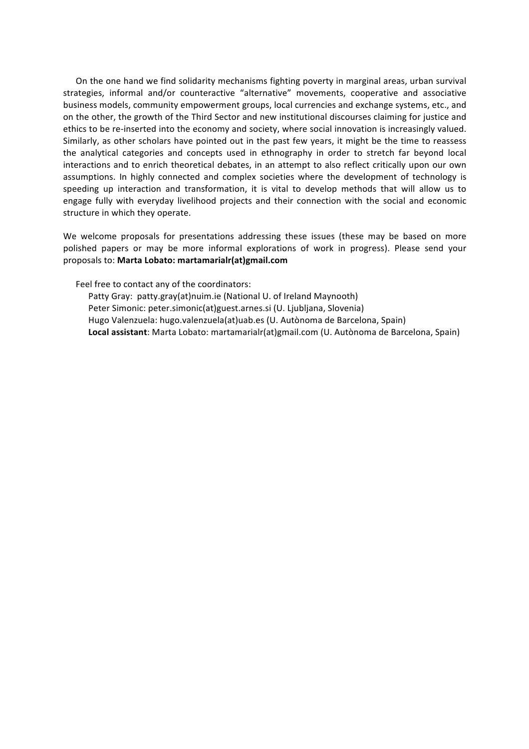On the one hand we find solidarity mechanisms fighting poverty in marginal areas, urban survival strategies, informal and/or counteractive "alternative" movements, cooperative and associative business models, community empowerment groups, local currencies and exchange systems, etc., and on the other, the growth of the Third Sector and new institutional discourses claiming for justice and ethics to be re-inserted into the economy and society, where social innovation is increasingly valued. Similarly, as other scholars have pointed out in the past few years, it might be the time to reassess the analytical categories and concepts used in ethnography in order to stretch far beyond local interactions and to enrich theoretical debates, in an attempt to also reflect critically upon our own assumptions. In highly connected and complex societies where the development of technology is speeding up interaction and transformation, it is vital to develop methods that will allow us to engage fully with everyday livelihood projects and their connection with the social and economic structure in which they operate.

We welcome proposals for presentations addressing these issues (these may be based on more polished papers or may be more informal explorations of work in progress). Please send your proposals to: **Marta Lobato: martamarialr(at)gmail.com**

Feel free to contact any of the coordinators:

Patty Gray: patty.gray(at)nuim.ie (National U. of Ireland Maynooth)
Peter Simonic: peter.simonic(at)guest.arnes.si (U. Ljubljana, Slovenia)
Hugo Valenzuela: hugo.valenzuela(at)uab.es (U. Autònoma de Barcelona, Spain)
**Local assistant**: Marta Lobato: martamarialr(at)gmail.com (U. Autònoma de Barcelona, Spain)